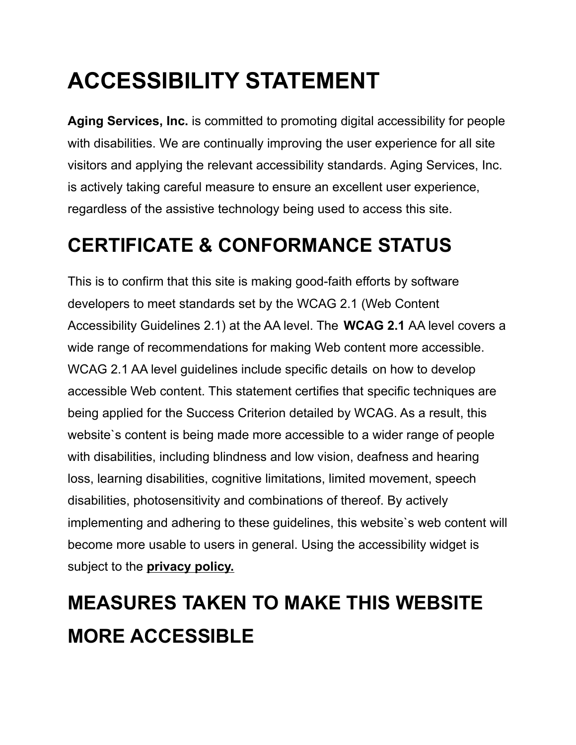# ACCESSIBILITY STATEMENT

**Aging Services, Inc.** is committed to promoting digital accessibility for people with disabilities. We are continually improving the user experience for all site visitors and applying the relevant accessibility standards. Aging Services, Inc. is actively taking careful measure to ensure an excellent user experience, regardless of the assistive technology being used to access this site.

# CERTIFICATE & CONFORMANCE STATUS

This is to confirm that this site is making good-faith efforts by software developers to meet standards set by the WCAG 2.1 (Web Content Accessibility Guidelines 2.1) at the AA level. The **WCAG 2.1** AA level covers a wide range of recommendations for making Web content more accessible. WCAG 2.1 AA level guidelines include specific details on how to develop accessible Web content. This statement certifies that specific techniques are being applied for the Success Criterion detailed by WCAG. As a result, this website`s content is being made more accessible to a wider range of people with disabilities, including blindness and low vision, deafness and hearing loss, learning disabilities, cognitive limitations, limited movement, speech disabilities, photosensitivity and combinations of thereof. By actively implementing and adhering to these guidelines, this website`s web content will become more usable to users in general. Using the accessibility widget is subject to the **privacy policy.**

# MEASURES TAKEN TO MAKE THIS WEBSITE MORE ACCESSIBLE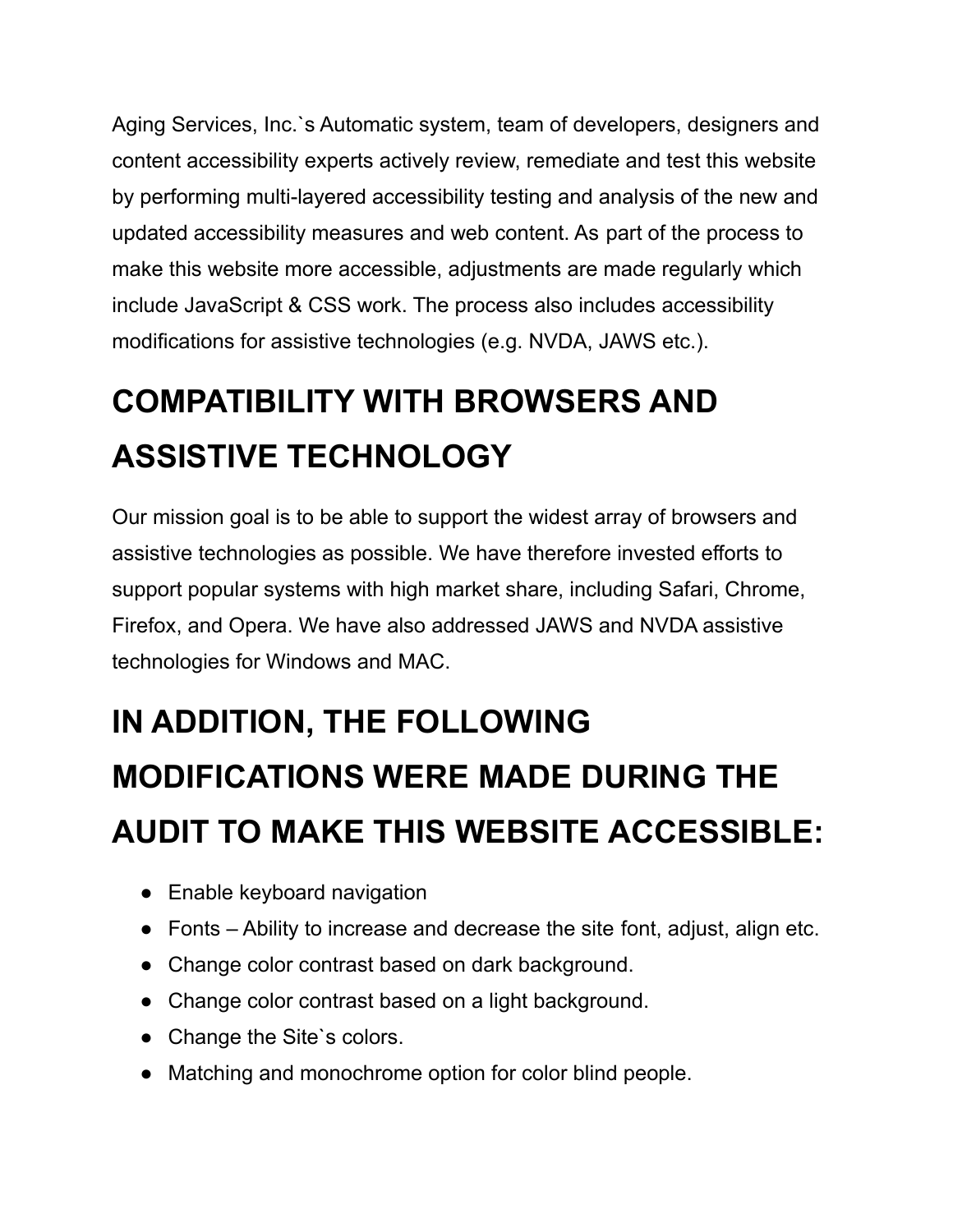Aging Services, Inc.`s Automatic system, team of developers, designers and content accessibility experts actively review, remediate and test this website by performing multi-layered accessibility testing and analysis of the new and updated accessibility measures and web content. As part of the process to make this website more accessible, adjustments are made regularly which include JavaScript & CSS work. The process also includes accessibility modifications for assistive technologies (e.g. NVDA, JAWS etc.).

# COMPATIBILITY WITH BROWSERS AND ASSISTIVE TECHNOLOGY

Our mission goal is to be able to support the widest array of browsers and assistive technologies as possible. We have therefore invested efforts to support popular systems with high market share, including Safari, Chrome, Firefox, and Opera. We have also addressed JAWS and NVDA assistive technologies for Windows and MAC.

# IN ADDITION, THE FOLLOWING MODIFICATIONS WERE MADE DURING THE AUDIT TO MAKE THIS WEBSITE ACCESSIBLE:

- Enable keyboard navigation
- Fonts – Ability to increase and decrease the site font, adjust, align etc.
- Change color contrast based on dark background.
- Change color contrast based on a light background.
- Change the Site`s colors.
- Matching and monochrome option for color blind people.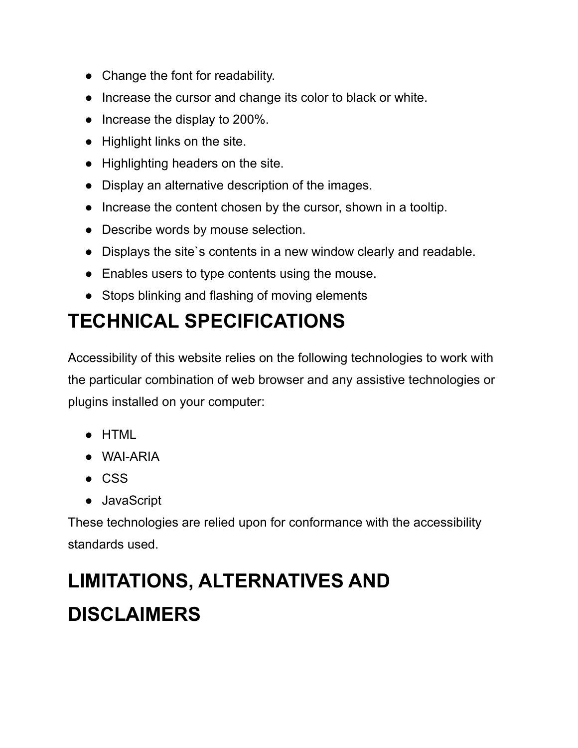- Change the font for readability.
- Increase the cursor and change its color to black or white.
- Increase the display to 200%.
- Highlight links on the site.
- Highlighting headers on the site.
- Display an alternative description of the images.
- Increase the content chosen by the cursor, shown in a tooltip.
- Describe words by mouse selection.
- Displays the site`s contents in a new window clearly and readable.
- Enables users to type contents using the mouse.
- Stops blinking and flashing of moving elements

# TECHNICAL SPECIFICATIONS

Accessibility of this website relies on the following technologies to work with the particular combination of web browser and any assistive technologies or plugins installed on your computer:

- HTML
- WAI-ARIA
- CSS
- JavaScript

These technologies are relied upon for conformance with the accessibility standards used.

# LIMITATIONS, ALTERNATIVES AND DISCLAIMERS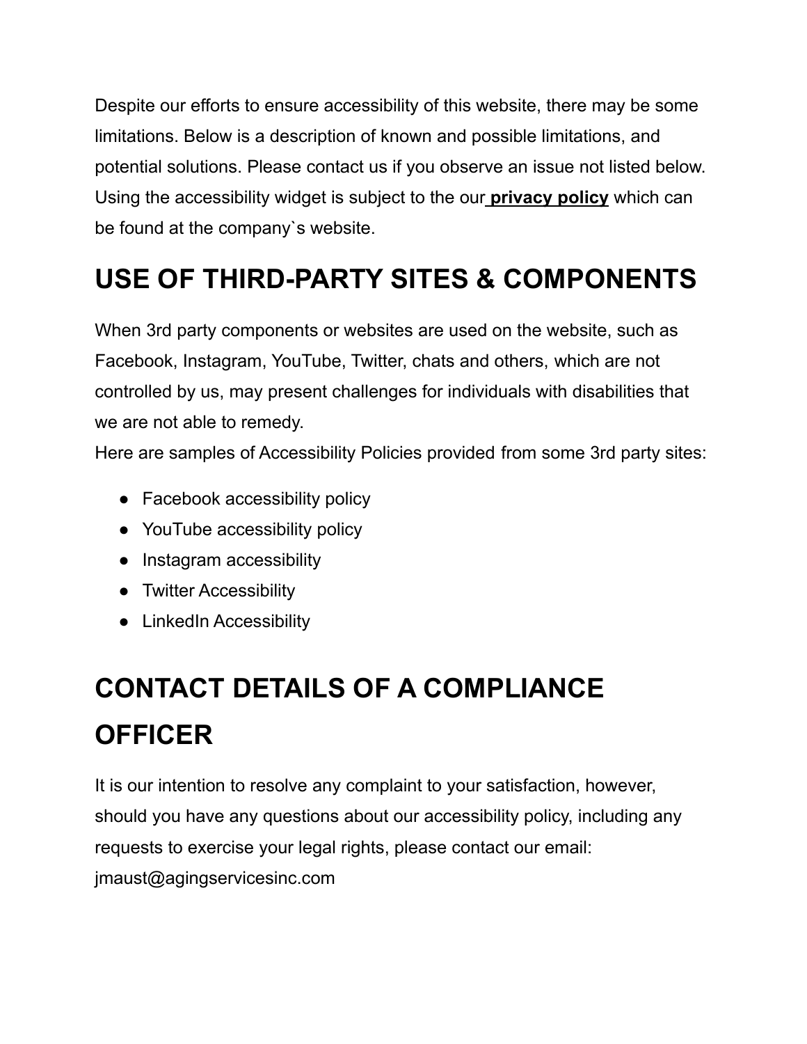Despite our efforts to ensure accessibility of this website, there may be some limitations. Below is a description of known and possible limitations, and potential solutions. Please contact us if you observe an issue not listed below. Using the accessibility widget is subject to the our **privacy policy** which can be found at the company`s website.

# USE OF THIRD-PARTY SITES & COMPONENTS

When 3rd party components or websites are used on the website, such as Facebook, Instagram, YouTube, Twitter, chats and others, which are not controlled by us, may present challenges for individuals with disabilities that we are not able to remedy.
Here are samples of Accessibility Policies provided from some 3rd party sites:

- Facebook accessibility policy
- YouTube accessibility policy
- Instagram accessibility
- Twitter Accessibility
- LinkedIn Accessibility

# CONTACT DETAILS OF A COMPLIANCE OFFICER

It is our intention to resolve any complaint to your satisfaction, however, should you have any questions about our accessibility policy, including any requests to exercise your legal rights, please contact our email: jmaust@agingservicesinc.com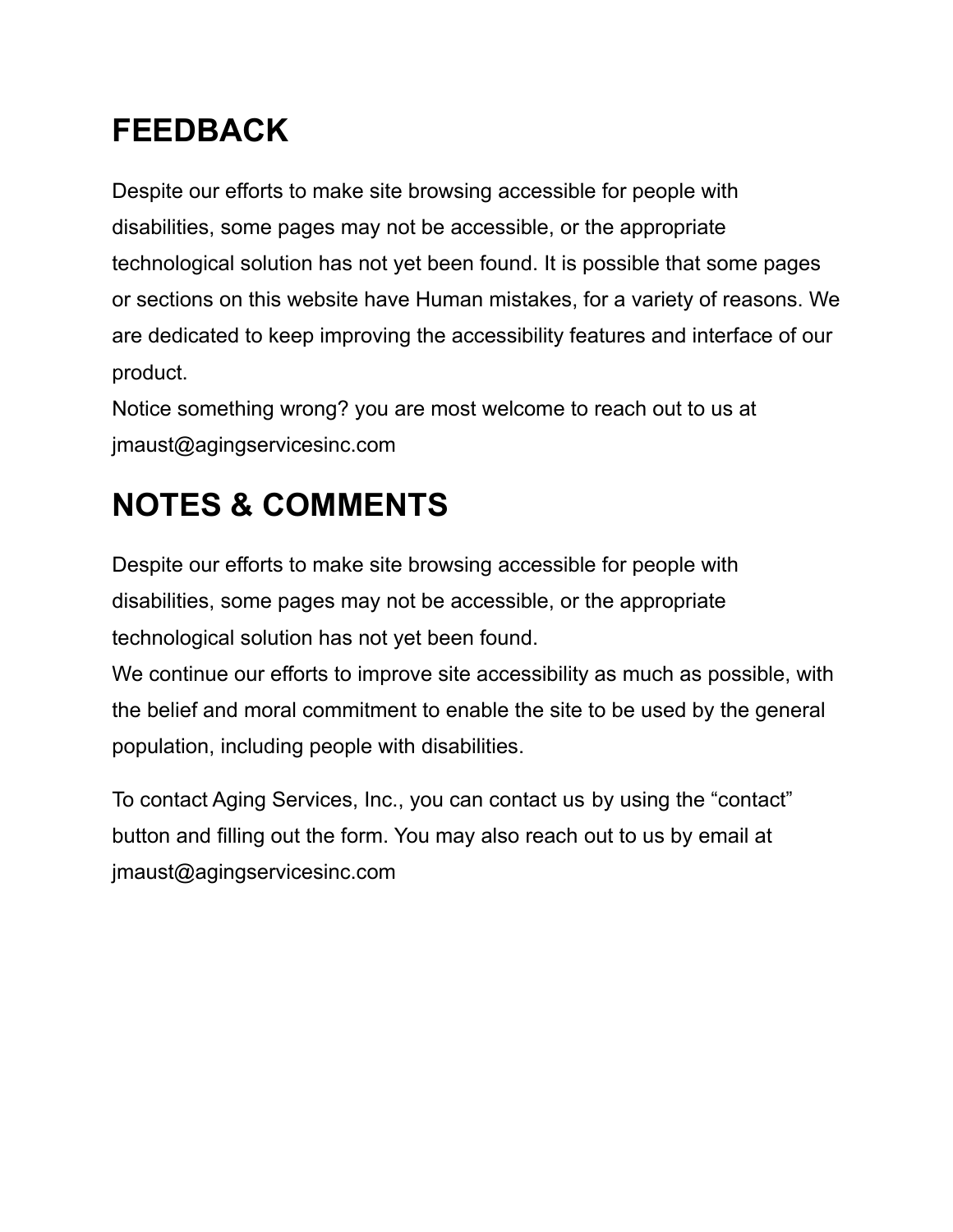## FEEDBACK

Despite our efforts to make site browsing accessible for people with disabilities, some pages may not be accessible, or the appropriate technological solution has not yet been found. It is possible that some pages or sections on this website have Human mistakes, for a variety of reasons. We are dedicated to keep improving the accessibility features and interface of our product.
Notice something wrong? you are most welcome to reach out to us at jmaust@agingservicesinc.com

## NOTES & COMMENTS

Despite our efforts to make site browsing accessible for people with disabilities, some pages may not be accessible, or the appropriate technological solution has not yet been found.
We continue our efforts to improve site accessibility as much as possible, with the belief and moral commitment to enable the site to be used by the general population, including people with disabilities.

To contact Aging Services, Inc., you can contact us by using the "contact" button and filling out the form. You may also reach out to us by email at jmaust@agingservicesinc.com